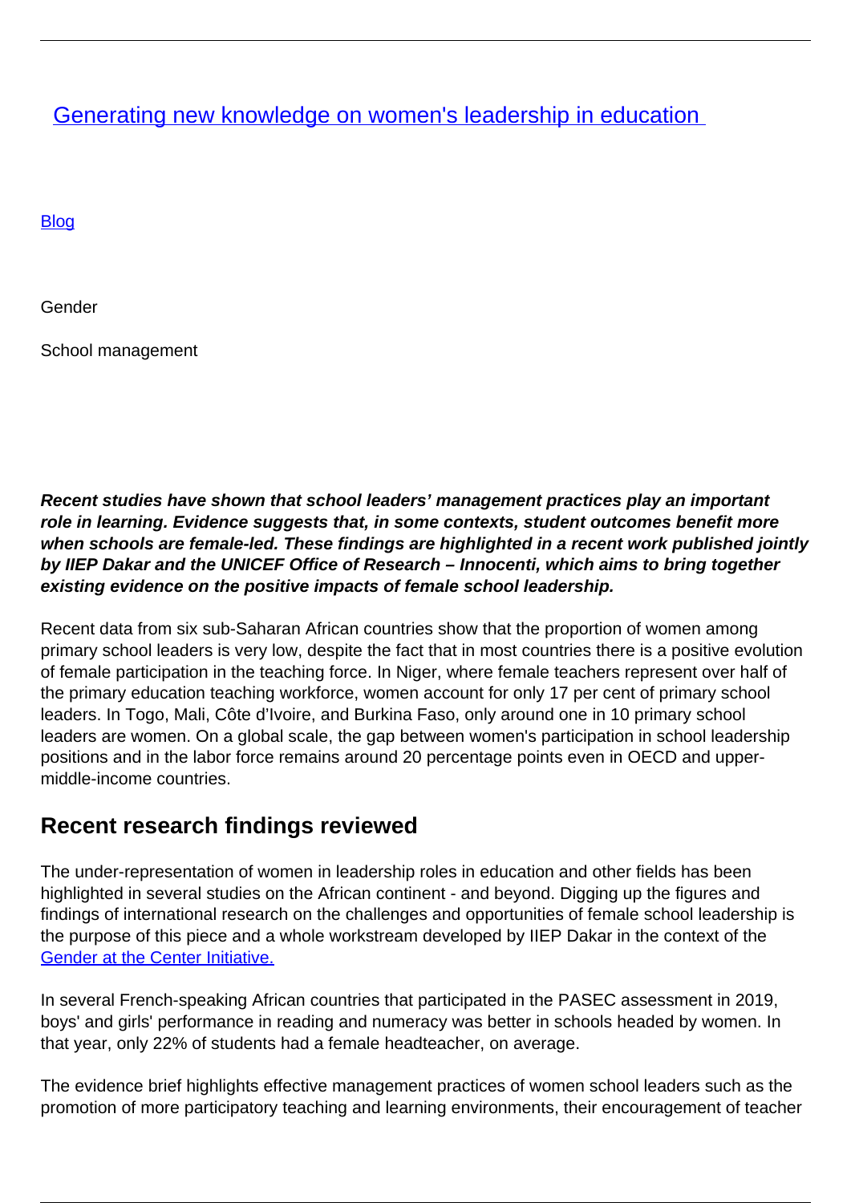# [Generating new knowledge on women's leadership in education](#)

[Blog](#)

Gender

School management

***Recent studies have shown that school leaders' management practices play an important role in learning. Evidence suggests that, in some contexts, student outcomes benefit more when schools are female-led. These findings are highlighted in a recent work published jointly by IIEP Dakar and the UNICEF Office of Research – Innocenti, which aims to bring together existing evidence on the positive impacts of female school leadership.***

Recent data from six sub-Saharan African countries show that the proportion of women among primary school leaders is very low, despite the fact that in most countries there is a positive evolution of female participation in the teaching force. In Niger, where female teachers represent over half of the primary education teaching workforce, women account for only 17 per cent of primary school leaders. In Togo, Mali, Côte d'Ivoire, and Burkina Faso, only around one in 10 primary school leaders are women. On a global scale, the gap between women's participation in school leadership positions and in the labor force remains around 20 percentage points even in OECD and upper-middle-income countries.

## Recent research findings reviewed

The under-representation of women in leadership roles in education and other fields has been highlighted in several studies on the African continent - and beyond. Digging up the figures and findings of international research on the challenges and opportunities of female school leadership is the purpose of this piece and a whole workstream developed by IIEP Dakar in the context of the [Gender at the Center Initiative.](#)

In several French-speaking African countries that participated in the PASEC assessment in 2019, boys' and girls' performance in reading and numeracy was better in schools headed by women. In that year, only 22% of students had a female headteacher, on average.

The evidence brief highlights effective management practices of women school leaders such as the promotion of more participatory teaching and learning environments, their encouragement of teacher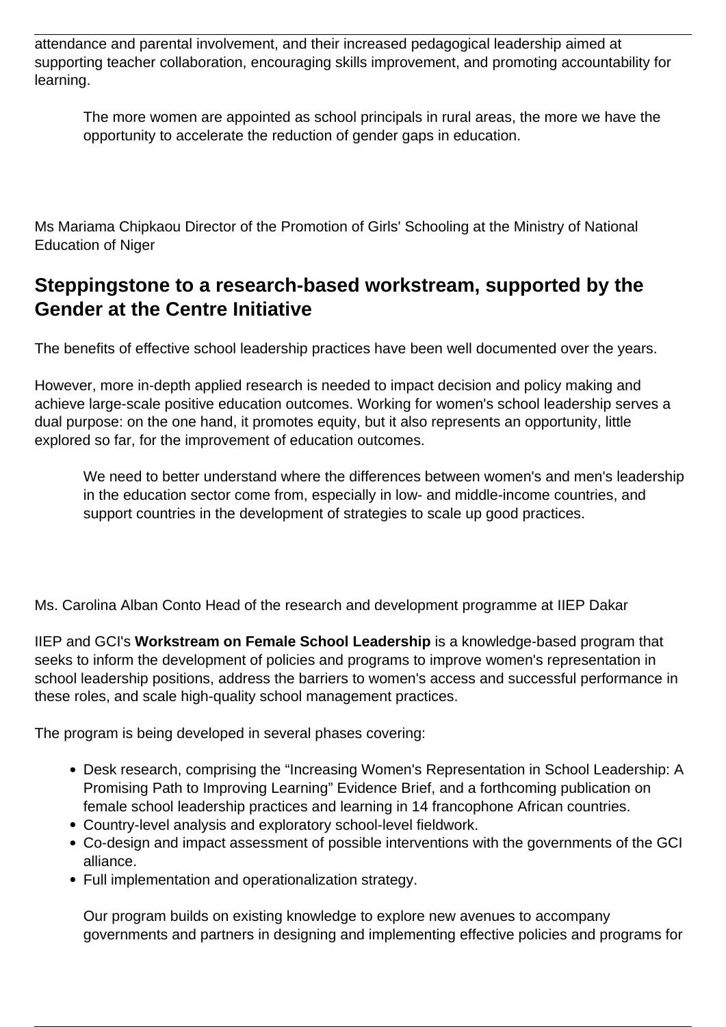attendance and parental involvement, and their increased pedagogical leadership aimed at supporting teacher collaboration, encouraging skills improvement, and promoting accountability for learning.

> The more women are appointed as school principals in rural areas, the more we have the opportunity to accelerate the reduction of gender gaps in education.

Ms Mariama Chipkaou Director of the Promotion of Girls' Schooling at the Ministry of National Education of Niger

## Steppingstone to a research-based workstream, supported by the Gender at the Centre Initiative

The benefits of effective school leadership practices have been well documented over the years.

However, more in-depth applied research is needed to impact decision and policy making and achieve large-scale positive education outcomes. Working for women's school leadership serves a dual purpose: on the one hand, it promotes equity, but it also represents an opportunity, little explored so far, for the improvement of education outcomes.

> We need to better understand where the differences between women's and men's leadership in the education sector come from, especially in low- and middle-income countries, and support countries in the development of strategies to scale up good practices.

Ms. Carolina Alban Conto Head of the research and development programme at IIEP Dakar

IIEP and GCI's **Workstream on Female School Leadership** is a knowledge-based program that seeks to inform the development of policies and programs to improve women's representation in school leadership positions, address the barriers to women's access and successful performance in these roles, and scale high-quality school management practices.

The program is being developed in several phases covering:

- Desk research, comprising the “Increasing Women's Representation in School Leadership: A Promising Path to Improving Learning” Evidence Brief, and a forthcoming publication on female school leadership practices and learning in 14 francophone African countries.
- Country-level analysis and exploratory school-level fieldwork.
- Co-design and impact assessment of possible interventions with the governments of the GCI alliance.
- Full implementation and operationalization strategy.

> Our program builds on existing knowledge to explore new avenues to accompany governments and partners in designing and implementing effective policies and programs for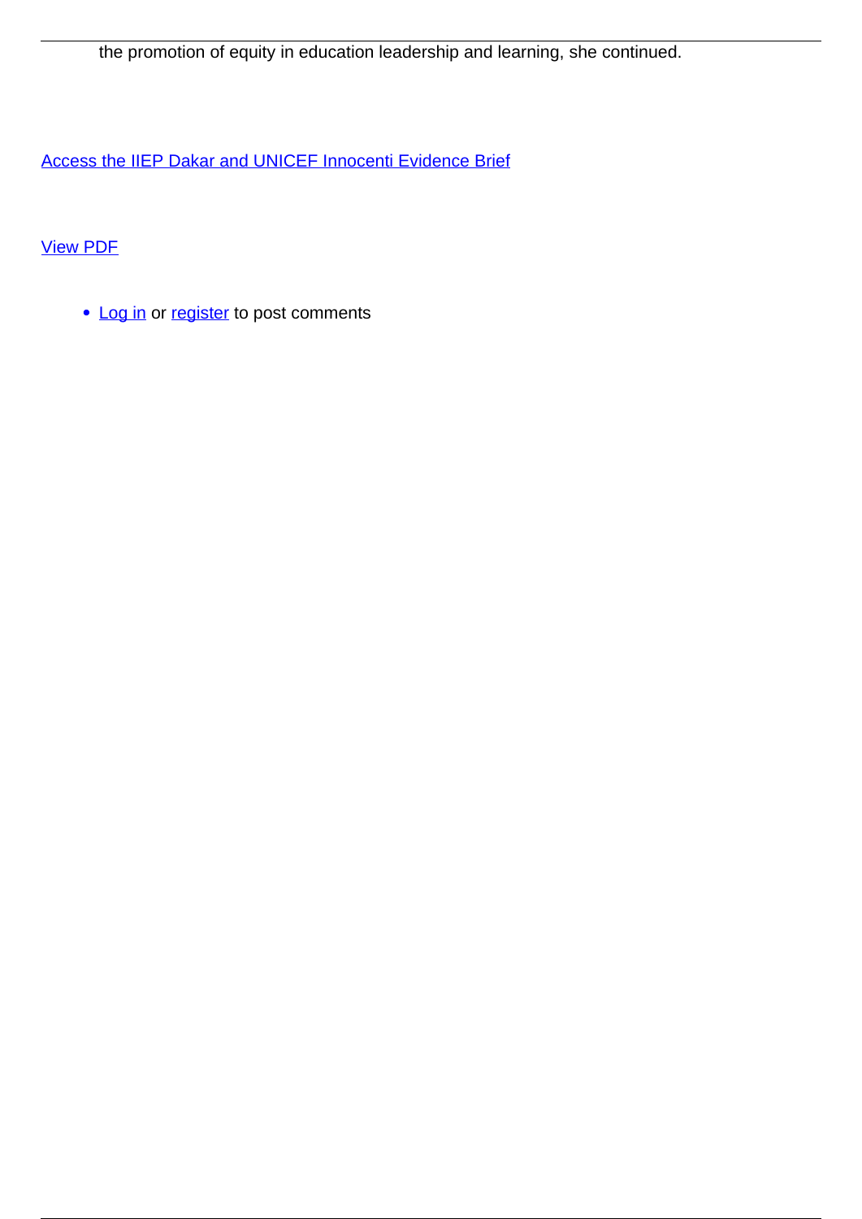the promotion of equity in education leadership and learning, she continued.

Access the IIEP Dakar and UNICEF Innocenti Evidence Brief

View PDF

- Log in or register to post comments